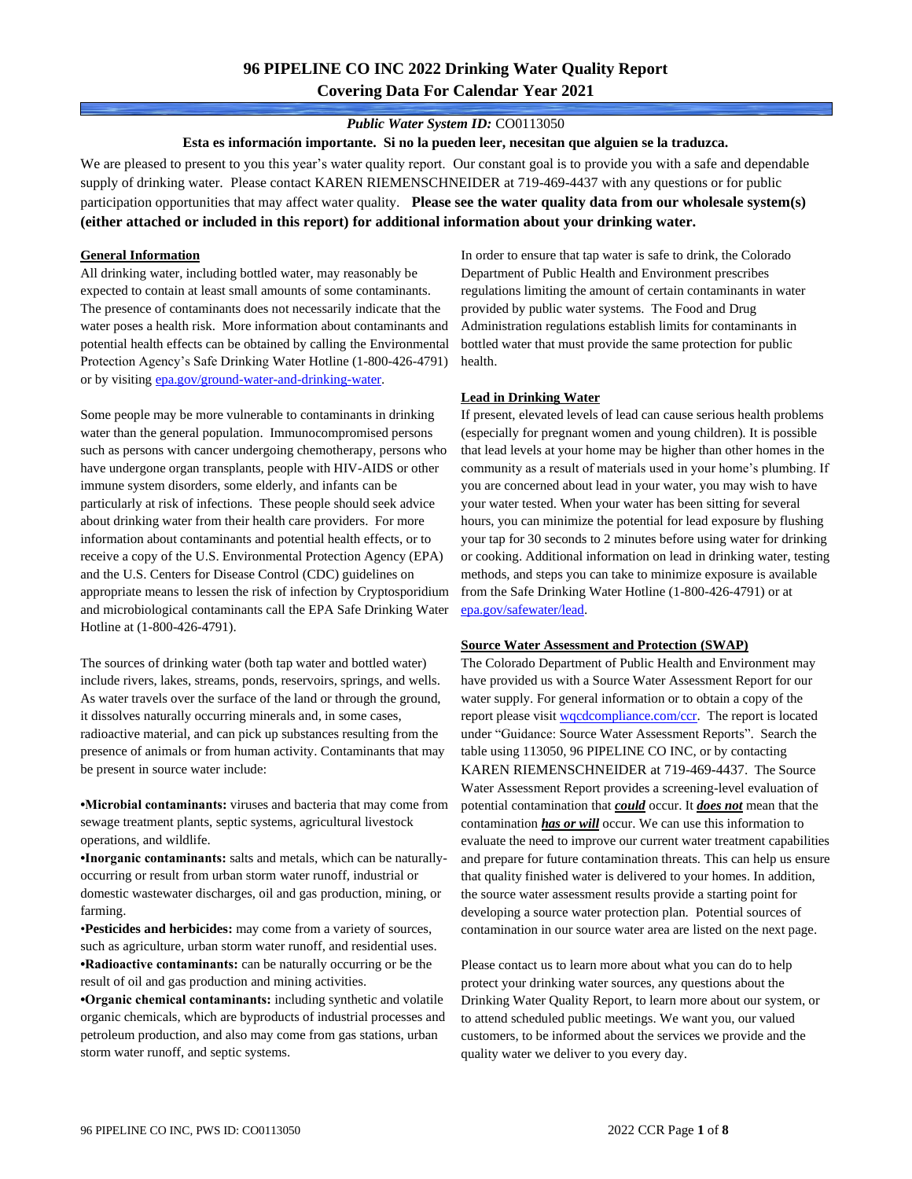# 96 PIPELINE CO INC 2022 Drinking Water Quality Report
# Covering Data For Calendar Year 2021

***Public Water System ID:*** CO0113050

**Esta es información importante. Si no la pueden leer, necesitan que alguien se la traduzca.**

We are pleased to present to you this year's water quality report. Our constant goal is to provide you with a safe and dependable supply of drinking water. Please contact KAREN RIEMENSCHNEIDER at 719-469-4437 with any questions or for public participation opportunities that may affect water quality. **Please see the water quality data from our wholesale system(s) (either attached or included in this report) for additional information about your drinking water.**

## General Information

All drinking water, including bottled water, may reasonably be expected to contain at least small amounts of some contaminants. The presence of contaminants does not necessarily indicate that the water poses a health risk. More information about contaminants and potential health effects can be obtained by calling the Environmental Protection Agency's Safe Drinking Water Hotline (1-800-426-4791) or by visiting epa.gov/ground-water-and-drinking-water.

Some people may be more vulnerable to contaminants in drinking water than the general population. Immunocompromised persons such as persons with cancer undergoing chemotherapy, persons who have undergone organ transplants, people with HIV-AIDS or other immune system disorders, some elderly, and infants can be particularly at risk of infections. These people should seek advice about drinking water from their health care providers. For more information about contaminants and potential health effects, or to receive a copy of the U.S. Environmental Protection Agency (EPA) and the U.S. Centers for Disease Control (CDC) guidelines on appropriate means to lessen the risk of infection by Cryptosporidium and microbiological contaminants call the EPA Safe Drinking Water Hotline at (1-800-426-4791).

The sources of drinking water (both tap water and bottled water) include rivers, lakes, streams, ponds, reservoirs, springs, and wells. As water travels over the surface of the land or through the ground, it dissolves naturally occurring minerals and, in some cases, radioactive material, and can pick up substances resulting from the presence of animals or from human activity. Contaminants that may be present in source water include:

- **Microbial contaminants:** viruses and bacteria that may come from sewage treatment plants, septic systems, agricultural livestock operations, and wildlife.
- **Inorganic contaminants:** salts and metals, which can be naturally-occurring or result from urban storm water runoff, industrial or domestic wastewater discharges, oil and gas production, mining, or farming.
- **Pesticides and herbicides:** may come from a variety of sources, such as agriculture, urban storm water runoff, and residential uses.
- **Radioactive contaminants:** can be naturally occurring or be the result of oil and gas production and mining activities.
- **Organic chemical contaminants:** including synthetic and volatile organic chemicals, which are byproducts of industrial processes and petroleum production, and also may come from gas stations, urban storm water runoff, and septic systems.

In order to ensure that tap water is safe to drink, the Colorado Department of Public Health and Environment prescribes regulations limiting the amount of certain contaminants in water provided by public water systems. The Food and Drug Administration regulations establish limits for contaminants in bottled water that must provide the same protection for public health.

## Lead in Drinking Water

If present, elevated levels of lead can cause serious health problems (especially for pregnant women and young children). It is possible that lead levels at your home may be higher than other homes in the community as a result of materials used in your home's plumbing. If you are concerned about lead in your water, you may wish to have your water tested. When your water has been sitting for several hours, you can minimize the potential for lead exposure by flushing your tap for 30 seconds to 2 minutes before using water for drinking or cooking. Additional information on lead in drinking water, testing methods, and steps you can take to minimize exposure is available from the Safe Drinking Water Hotline (1-800-426-4791) or at epa.gov/safewater/lead.

## Source Water Assessment and Protection (SWAP)

The Colorado Department of Public Health and Environment may have provided us with a Source Water Assessment Report for our water supply. For general information or to obtain a copy of the report please visit wqcdcompliance.com/ccr. The report is located under "Guidance: Source Water Assessment Reports". Search the table using 113050, 96 PIPELINE CO INC, or by contacting KAREN RIEMENSCHNEIDER at 719-469-4437. The Source Water Assessment Report provides a screening-level evaluation of potential contamination that ***could*** occur. It ***does not*** mean that the contamination ***has or will*** occur. We can use this information to evaluate the need to improve our current water treatment capabilities and prepare for future contamination threats. This can help us ensure that quality finished water is delivered to your homes. In addition, the source water assessment results provide a starting point for developing a source water protection plan. Potential sources of contamination in our source water area are listed on the next page.

Please contact us to learn more about what you can do to help protect your drinking water sources, any questions about the Drinking Water Quality Report, to learn more about our system, or to attend scheduled public meetings. We want you, our valued customers, to be informed about the services we provide and the quality water we deliver to you every day.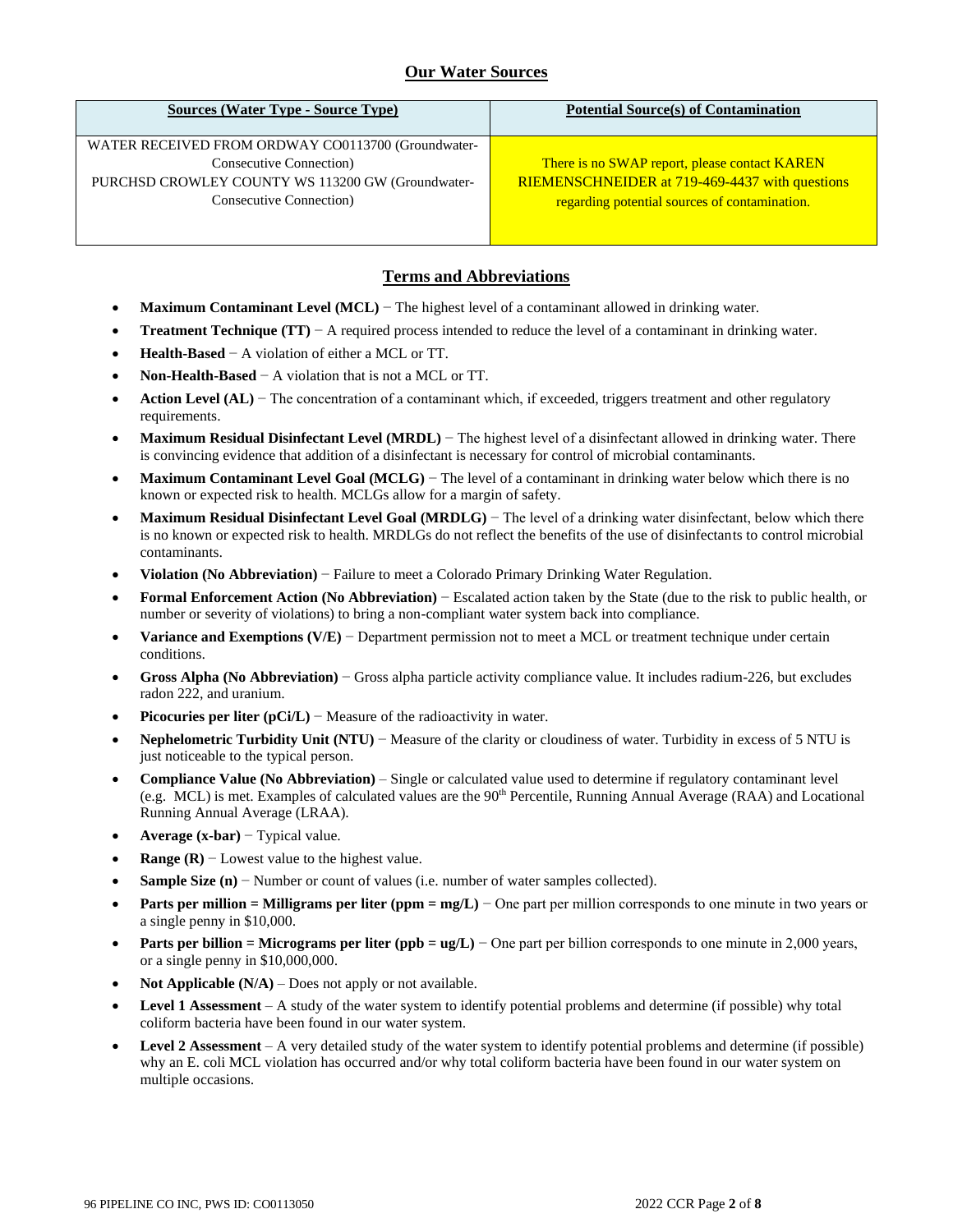## Our Water Sources

| Sources (Water Type - Source Type) | Potential Source(s) of Contamination |
|---|---|
| WATER RECEIVED FROM ORDWAY CO0113700 (Groundwater-Consecutive Connection)<br>PURCHSD CROWLEY COUNTY WS 113200 GW (Groundwater-Consecutive Connection) | There is no SWAP report, please contact KAREN RIEMENSCHNEIDER at 719-469-4437 with questions regarding potential sources of contamination. |

## Terms and Abbreviations

- **Maximum Contaminant Level (MCL)** − The highest level of a contaminant allowed in drinking water.
- **Treatment Technique (TT)** − A required process intended to reduce the level of a contaminant in drinking water.
- **Health-Based** − A violation of either a MCL or TT.
- **Non-Health-Based** − A violation that is not a MCL or TT.
- **Action Level (AL)** − The concentration of a contaminant which, if exceeded, triggers treatment and other regulatory requirements.
- **Maximum Residual Disinfectant Level (MRDL)** − The highest level of a disinfectant allowed in drinking water. There is convincing evidence that addition of a disinfectant is necessary for control of microbial contaminants.
- **Maximum Contaminant Level Goal (MCLG)** − The level of a contaminant in drinking water below which there is no known or expected risk to health. MCLGs allow for a margin of safety.
- **Maximum Residual Disinfectant Level Goal (MRDLG)** − The level of a drinking water disinfectant, below which there is no known or expected risk to health. MRDLGs do not reflect the benefits of the use of disinfectants to control microbial contaminants.
- **Violation (No Abbreviation)** − Failure to meet a Colorado Primary Drinking Water Regulation.
- **Formal Enforcement Action (No Abbreviation)** − Escalated action taken by the State (due to the risk to public health, or number or severity of violations) to bring a non-compliant water system back into compliance.
- **Variance and Exemptions (V/E)** − Department permission not to meet a MCL or treatment technique under certain conditions.
- **Gross Alpha (No Abbreviation)** − Gross alpha particle activity compliance value. It includes radium-226, but excludes radon 222, and uranium.
- **Picocuries per liter (pCi/L)** − Measure of the radioactivity in water.
- **Nephelometric Turbidity Unit (NTU)** − Measure of the clarity or cloudiness of water. Turbidity in excess of 5 NTU is just noticeable to the typical person.
- **Compliance Value (No Abbreviation)** – Single or calculated value used to determine if regulatory contaminant level (e.g. MCL) is met. Examples of calculated values are the 90th Percentile, Running Annual Average (RAA) and Locational Running Annual Average (LRAA).
- **Average (x-bar)** − Typical value.
- **Range (R)** − Lowest value to the highest value.
- **Sample Size (n)** − Number or count of values (i.e. number of water samples collected).
- **Parts per million = Milligrams per liter (ppm = mg/L)** − One part per million corresponds to one minute in two years or a single penny in $10,000.
- **Parts per billion = Micrograms per liter (ppb = ug/L)** − One part per billion corresponds to one minute in 2,000 years, or a single penny in $10,000,000.
- **Not Applicable (N/A)** – Does not apply or not available.
- **Level 1 Assessment** – A study of the water system to identify potential problems and determine (if possible) why total coliform bacteria have been found in our water system.
- **Level 2 Assessment** – A very detailed study of the water system to identify potential problems and determine (if possible) why an E. coli MCL violation has occurred and/or why total coliform bacteria have been found in our water system on multiple occasions.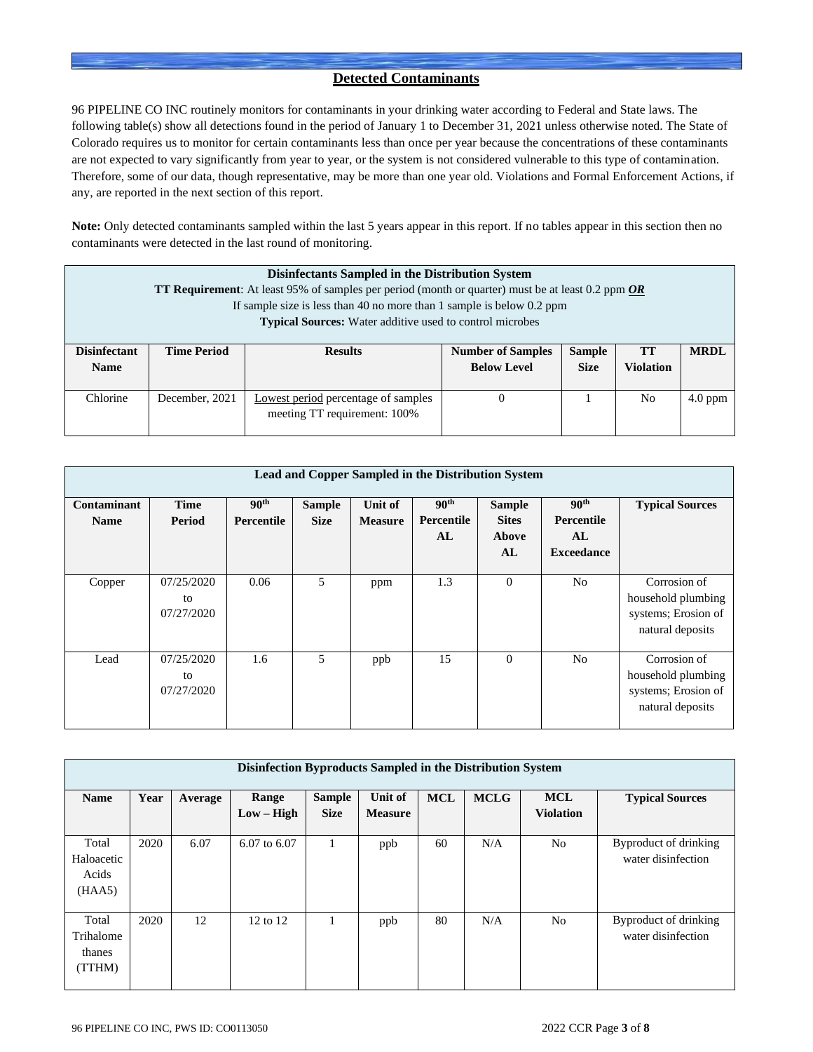## Detected Contaminants

96 PIPELINE CO INC routinely monitors for contaminants in your drinking water according to Federal and State laws. The following table(s) show all detections found in the period of January 1 to December 31, 2021 unless otherwise noted. The State of Colorado requires us to monitor for certain contaminants less than once per year because the concentrations of these contaminants are not expected to vary significantly from year to year, or the system is not considered vulnerable to this type of contamination. Therefore, some of our data, though representative, may be more than one year old. Violations and Formal Enforcement Actions, if any, are reported in the next section of this report.

**Note:** Only detected contaminants sampled within the last 5 years appear in this report. If no tables appear in this section then no contaminants were detected in the last round of monitoring.

**Disinfectants Sampled in the Distribution System**

**TT Requirement**: At least 95% of samples per period (month or quarter) must be at least 0.2 ppm ***OR***
If sample size is less than 40 no more than 1 sample is below 0.2 ppm
**Typical Sources:** Water additive used to control microbes

| Disinfectant Name | Time Period | Results | Number of Samples Below Level | Sample Size | TT Violation | MRDL |
|---|---|---|---|---|---|---|
| Chlorine | December, 2021 | Lowest period percentage of samples meeting TT requirement: 100% | 0 | 1 | No | 4.0 ppm |

**Lead and Copper Sampled in the Distribution System**

| Contaminant Name | Time Period | 90th Percentile | Sample Size | Unit of Measure | 90th Percentile AL | Sample Sites Above AL | 90th Percentile AL Exceedance | Typical Sources |
|---|---|---|---|---|---|---|---|---|
| Copper | 07/25/2020 to 07/27/2020 | 0.06 | 5 | ppm | 1.3 | 0 | No | Corrosion of household plumbing systems; Erosion of natural deposits |
| Lead | 07/25/2020 to 07/27/2020 | 1.6 | 5 | ppb | 15 | 0 | No | Corrosion of household plumbing systems; Erosion of natural deposits |

**Disinfection Byproducts Sampled in the Distribution System**

| Name | Year | Average | Range Low – High | Sample Size | Unit of Measure | MCL | MCLG | MCL Violation | Typical Sources |
|---|---|---|---|---|---|---|---|---|---|
| Total Haloacetic Acids (HAA5) | 2020 | 6.07 | 6.07 to 6.07 | 1 | ppb | 60 | N/A | No | Byproduct of drinking water disinfection |
| Total Trihalomethanes (TTHM) | 2020 | 12 | 12 to 12 | 1 | ppb | 80 | N/A | No | Byproduct of drinking water disinfection |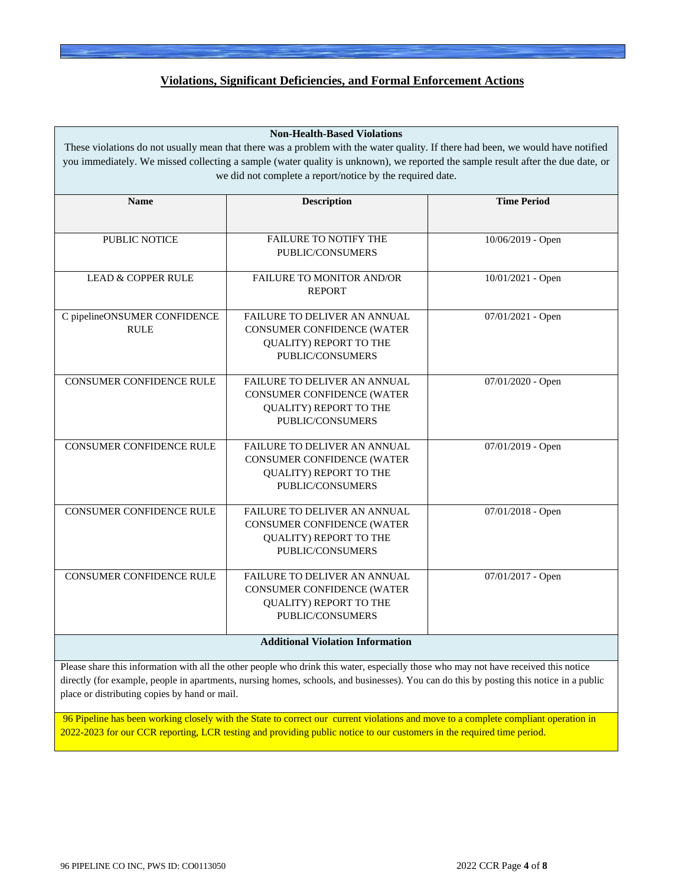## Violations, Significant Deficiencies, and Formal Enforcement Actions

| Non-Health-Based Violations | | |
|---|---|---|
| These violations do not usually mean that there was a problem with the water quality. If there had been, we would have notified you immediately. We missed collecting a sample (water quality is unknown), we reported the sample result after the due date, or we did not complete a report/notice by the required date. | | |
| **Name** | **Description** | **Time Period** |
| PUBLIC NOTICE | FAILURE TO NOTIFY THE PUBLIC/CONSUMERS | 10/06/2019 - Open |
| LEAD & COPPER RULE | FAILURE TO MONITOR AND/OR REPORT | 10/01/2021 - Open |
| C pipelineONSUMER CONFIDENCE RULE | FAILURE TO DELIVER AN ANNUAL CONSUMER CONFIDENCE (WATER QUALITY) REPORT TO THE PUBLIC/CONSUMERS | 07/01/2021 - Open |
| CONSUMER CONFIDENCE RULE | FAILURE TO DELIVER AN ANNUAL CONSUMER CONFIDENCE (WATER QUALITY) REPORT TO THE PUBLIC/CONSUMERS | 07/01/2020 - Open |
| CONSUMER CONFIDENCE RULE | FAILURE TO DELIVER AN ANNUAL CONSUMER CONFIDENCE (WATER QUALITY) REPORT TO THE PUBLIC/CONSUMERS | 07/01/2019 - Open |
| CONSUMER CONFIDENCE RULE | FAILURE TO DELIVER AN ANNUAL CONSUMER CONFIDENCE (WATER QUALITY) REPORT TO THE PUBLIC/CONSUMERS | 07/01/2018 - Open |
| CONSUMER CONFIDENCE RULE | FAILURE TO DELIVER AN ANNUAL CONSUMER CONFIDENCE (WATER QUALITY) REPORT TO THE PUBLIC/CONSUMERS | 07/01/2017 - Open |

**Additional Violation Information**

Please share this information with all the other people who drink this water, especially those who may not have received this notice directly (for example, people in apartments, nursing homes, schools, and businesses). You can do this by posting this notice in a public place or distributing copies by hand or mail.

96 Pipeline has been working closely with the State to correct our current violations and move to a complete compliant operation in 2022-2023 for our CCR reporting, LCR testing and providing public notice to our customers in the required time period.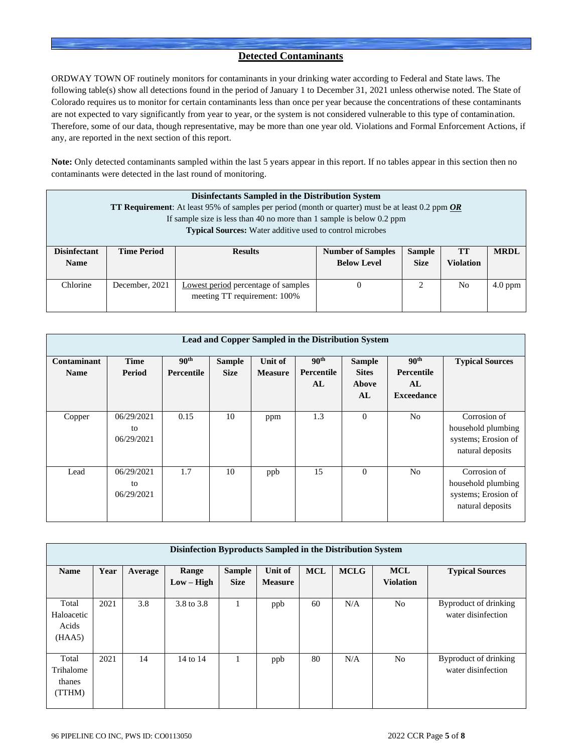## Detected Contaminants

ORDWAY TOWN OF routinely monitors for contaminants in your drinking water according to Federal and State laws. The following table(s) show all detections found in the period of January 1 to December 31, 2021 unless otherwise noted. The State of Colorado requires us to monitor for certain contaminants less than once per year because the concentrations of these contaminants are not expected to vary significantly from year to year, or the system is not considered vulnerable to this type of contamination. Therefore, some of our data, though representative, may be more than one year old. Violations and Formal Enforcement Actions, if any, are reported in the next section of this report.

**Note:** Only detected contaminants sampled within the last 5 years appear in this report. If no tables appear in this section then no contaminants were detected in the last round of monitoring.

**Disinfectants Sampled in the Distribution System**
**TT Requirement**: At least 95% of samples per period (month or quarter) must be at least 0.2 ppm ***OR***
If sample size is less than 40 no more than 1 sample is below 0.2 ppm
**Typical Sources:** Water additive used to control microbes

| Disinfectant Name | Time Period | Results | Number of Samples Below Level | Sample Size | TT Violation | MRDL |
|---|---|---|---|---|---|---|
| Chlorine | December, 2021 | Lowest period percentage of samples meeting TT requirement: 100% | 0 | 2 | No | 4.0 ppm |

**Lead and Copper Sampled in the Distribution System**

| Contaminant Name | Time Period | 90th Percentile | Sample Size | Unit of Measure | 90th Percentile AL | Sample Sites Above AL | 90th Percentile AL Exceedance | Typical Sources |
|---|---|---|---|---|---|---|---|---|
| Copper | 06/29/2021 to 06/29/2021 | 0.15 | 10 | ppm | 1.3 | 0 | No | Corrosion of household plumbing systems; Erosion of natural deposits |
| Lead | 06/29/2021 to 06/29/2021 | 1.7 | 10 | ppb | 15 | 0 | No | Corrosion of household plumbing systems; Erosion of natural deposits |

**Disinfection Byproducts Sampled in the Distribution System**

| Name | Year | Average | Range Low – High | Sample Size | Unit of Measure | MCL | MCLG | MCL Violation | Typical Sources |
|---|---|---|---|---|---|---|---|---|---|
| Total Haloacetic Acids (HAA5) | 2021 | 3.8 | 3.8 to 3.8 | 1 | ppb | 60 | N/A | No | Byproduct of drinking water disinfection |
| Total Trihalomethanes (TTHM) | 2021 | 14 | 14 to 14 | 1 | ppb | 80 | N/A | No | Byproduct of drinking water disinfection |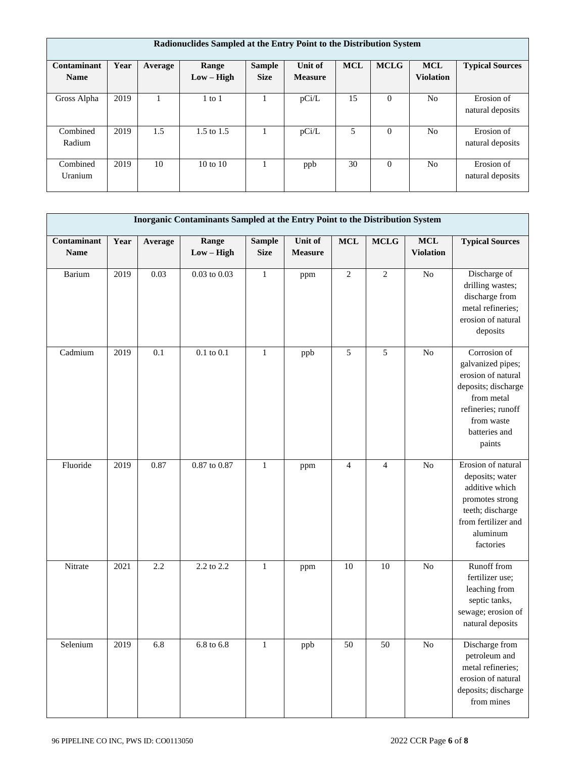| Radionuclides Sampled at the Entry Point to the Distribution System | | | | | | | | | |
|---|---|---|---|---|---|---|---|---|---|
| **Contaminant Name** | **Year** | **Average** | **Range Low – High** | **Sample Size** | **Unit of Measure** | **MCL** | **MCLG** | **MCL Violation** | **Typical Sources** |
| Gross Alpha | 2019 | 1 | 1 to 1 | 1 | pCi/L | 15 | 0 | No | Erosion of natural deposits |
| Combined Radium | 2019 | 1.5 | 1.5 to 1.5 | 1 | pCi/L | 5 | 0 | No | Erosion of natural deposits |
| Combined Uranium | 2019 | 10 | 10 to 10 | 1 | ppb | 30 | 0 | No | Erosion of natural deposits |

| Inorganic Contaminants Sampled at the Entry Point to the Distribution System | | | | | | | | | |
|---|---|---|---|---|---|---|---|---|---|
| **Contaminant Name** | **Year** | **Average** | **Range Low – High** | **Sample Size** | **Unit of Measure** | **MCL** | **MCLG** | **MCL Violation** | **Typical Sources** |
| Barium | 2019 | 0.03 | 0.03 to 0.03 | 1 | ppm | 2 | 2 | No | Discharge of drilling wastes; discharge from metal refineries; erosion of natural deposits |
| Cadmium | 2019 | 0.1 | 0.1 to 0.1 | 1 | ppb | 5 | 5 | No | Corrosion of galvanized pipes; erosion of natural deposits; discharge from metal refineries; runoff from waste batteries and paints |
| Fluoride | 2019 | 0.87 | 0.87 to 0.87 | 1 | ppm | 4 | 4 | No | Erosion of natural deposits; water additive which promotes strong teeth; discharge from fertilizer and aluminum factories |
| Nitrate | 2021 | 2.2 | 2.2 to 2.2 | 1 | ppm | 10 | 10 | No | Runoff from fertilizer use; leaching from septic tanks, sewage; erosion of natural deposits |
| Selenium | 2019 | 6.8 | 6.8 to 6.8 | 1 | ppb | 50 | 50 | No | Discharge from petroleum and metal refineries; erosion of natural deposits; discharge from mines |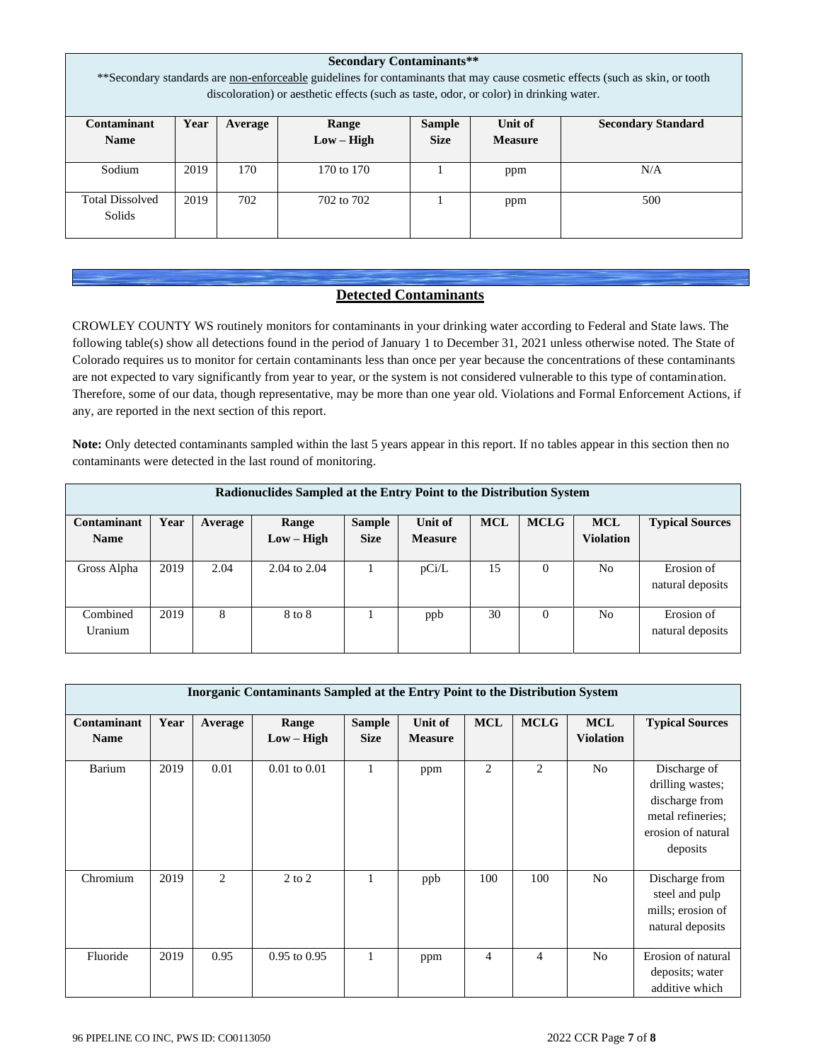| Secondary Contaminants** | | | | | | |
|---|---|---|---|---|---|---|
| **Secondary standards are non-enforceable guidelines for contaminants that may cause cosmetic effects (such as skin, or tooth discoloration) or aesthetic effects (such as taste, odor, or color) in drinking water. | | | | | | |
| **Contaminant Name** | **Year** | **Average** | **Range Low – High** | **Sample Size** | **Unit of Measure** | **Secondary Standard** |
| Sodium | 2019 | 170 | 170 to 170 | 1 | ppm | N/A |
| Total Dissolved Solids | 2019 | 702 | 702 to 702 | 1 | ppm | 500 |

## Detected Contaminants

CROWLEY COUNTY WS routinely monitors for contaminants in your drinking water according to Federal and State laws. The following table(s) show all detections found in the period of January 1 to December 31, 2021 unless otherwise noted. The State of Colorado requires us to monitor for certain contaminants less than once per year because the concentrations of these contaminants are not expected to vary significantly from year to year, or the system is not considered vulnerable to this type of contamination. Therefore, some of our data, though representative, may be more than one year old. Violations and Formal Enforcement Actions, if any, are reported in the next section of this report.

**Note:** Only detected contaminants sampled within the last 5 years appear in this report. If no tables appear in this section then no contaminants were detected in the last round of monitoring.

| Radionuclides Sampled at the Entry Point to the Distribution System | | | | | | | | | |
|---|---|---|---|---|---|---|---|---|---|
| **Contaminant Name** | **Year** | **Average** | **Range Low – High** | **Sample Size** | **Unit of Measure** | **MCL** | **MCLG** | **MCL Violation** | **Typical Sources** |
| Gross Alpha | 2019 | 2.04 | 2.04 to 2.04 | 1 | pCi/L | 15 | 0 | No | Erosion of natural deposits |
| Combined Uranium | 2019 | 8 | 8 to 8 | 1 | ppb | 30 | 0 | No | Erosion of natural deposits |

| Inorganic Contaminants Sampled at the Entry Point to the Distribution System | | | | | | | | | |
|---|---|---|---|---|---|---|---|---|---|
| **Contaminant Name** | **Year** | **Average** | **Range Low – High** | **Sample Size** | **Unit of Measure** | **MCL** | **MCLG** | **MCL Violation** | **Typical Sources** |
| Barium | 2019 | 0.01 | 0.01 to 0.01 | 1 | ppm | 2 | 2 | No | Discharge of drilling wastes; discharge from metal refineries; erosion of natural deposits |
| Chromium | 2019 | 2 | 2 to 2 | 1 | ppb | 100 | 100 | No | Discharge from steel and pulp mills; erosion of natural deposits |
| Fluoride | 2019 | 0.95 | 0.95 to 0.95 | 1 | ppm | 4 | 4 | No | Erosion of natural deposits; water additive which |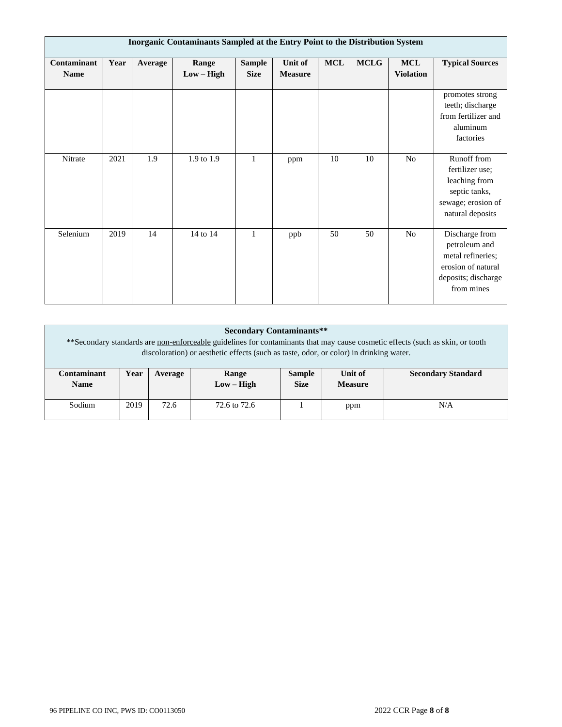| Inorganic Contaminants Sampled at the Entry Point to the Distribution System | | | | | | | | | |
|---|---|---|---|---|---|---|---|---|---|
| **Contaminant Name** | **Year** | **Average** | **Range Low – High** | **Sample Size** | **Unit of Measure** | **MCL** | **MCLG** | **MCL Violation** | **Typical Sources** |
| | | | | | | | | | promotes strong teeth; discharge from fertilizer and aluminum factories |
| Nitrate | 2021 | 1.9 | 1.9 to 1.9 | 1 | ppm | 10 | 10 | No | Runoff from fertilizer use; leaching from septic tanks, sewage; erosion of natural deposits |
| Selenium | 2019 | 14 | 14 to 14 | 1 | ppb | 50 | 50 | No | Discharge from petroleum and metal refineries; erosion of natural deposits; discharge from mines |

**Secondary Contaminants****

**Secondary standards are non-enforceable guidelines for contaminants that may cause cosmetic effects (such as skin, or tooth discoloration) or aesthetic effects (such as taste, odor, or color) in drinking water.

| Contaminant Name | Year | Average | Range Low – High | Sample Size | Unit of Measure | Secondary Standard |
|---|---|---|---|---|---|---|
| Sodium | 2019 | 72.6 | 72.6 to 72.6 | 1 | ppm | N/A |